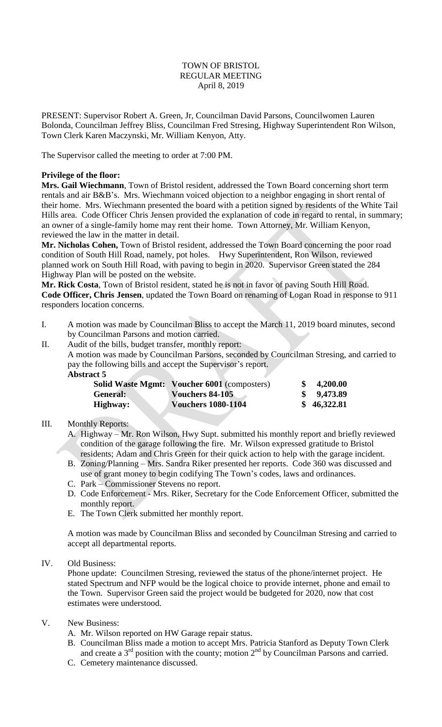TOWN OF BRISTOL
REGULAR MEETING
April 8, 2019

PRESENT: Supervisor Robert A. Green, Jr, Councilman David Parsons, Councilwomen Lauren Bolonda, Councilman Jeffrey Bliss, Councilman Fred Stresing, Highway Superintendent Ron Wilson, Town Clerk Karen Maczynski, Mr. William Kenyon, Atty.

The Supervisor called the meeting to order at 7:00 PM.

**Privilege of the floor:**

**Mrs. Gail Wiechmann**, Town of Bristol resident, addressed the Town Board concerning short term rentals and air B&B's. Mrs. Wiechmann voiced objection to a neighbor engaging in short rental of their home. Mrs. Wiechmann presented the board with a petition signed by residents of the White Tail Hills area. Code Officer Chris Jensen provided the explanation of code in regard to rental, in summary; an owner of a single-family home may rent their home. Town Attorney, Mr. William Kenyon, reviewed the law in the matter in detail.

**Mr. Nicholas Cohen,** Town of Bristol resident, addressed the Town Board concerning the poor road condition of South Hill Road, namely, pot holes. Hwy Superintendent, Ron Wilson, reviewed planned work on South Hill Road, with paving to begin in 2020. Supervisor Green stated the 284 Highway Plan will be posted on the website.

**Mr. Rick Costa**, Town of Bristol resident, stated he is not in favor of paving South Hill Road.

**Code Officer, Chris Jensen**, updated the Town Board on renaming of Logan Road in response to 911 responders location concerns.

I. A motion was made by Councilman Bliss to accept the March 11, 2019 board minutes, second by Councilman Parsons and motion carried.

II. Audit of the bills, budget transfer, monthly report:
A motion was made by Councilman Parsons, seconded by Councilman Stresing, and carried to pay the following bills and accept the Supervisor's report.

**Abstract 5**

| | | |
|---|---|---|
| **Solid Waste Mgmt:** | **Voucher 6001** (composters) | **$ 4,200.00** |
| **General:** | **Vouchers 84-105** | **$ 9,473.89** |
| **Highway:** | **Vouchers 1080-1104** | **$ 46,322.81** |

III. Monthly Reports:

A. Highway – Mr. Ron Wilson, Hwy Supt. submitted his monthly report and briefly reviewed condition of the garage following the fire. Mr. Wilson expressed gratitude to Bristol residents; Adam and Chris Green for their quick action to help with the garage incident.

B. Zoning/Planning – Mrs. Sandra Riker presented her reports. Code 360 was discussed and use of grant money to begin codifying The Town's codes, laws and ordinances.

C. Park – Commissioner Stevens no report.

D. Code Enforcement - Mrs. Riker, Secretary for the Code Enforcement Officer, submitted the monthly report.

E. The Town Clerk submitted her monthly report.

A motion was made by Councilman Bliss and seconded by Councilman Stresing and carried to accept all departmental reports.

IV. Old Business:
Phone update: Councilmen Stresing, reviewed the status of the phone/internet project. He stated Spectrum and NFP would be the logical choice to provide internet, phone and email to the Town. Supervisor Green said the project would be budgeted for 2020, now that cost estimates were understood.

V. New Business:

A. Mr. Wilson reported on HW Garage repair status.

B. Councilman Bliss made a motion to accept Mrs. Patricia Stanford as Deputy Town Clerk and create a 3rd position with the county; motion 2nd by Councilman Parsons and carried.

C. Cemetery maintenance discussed.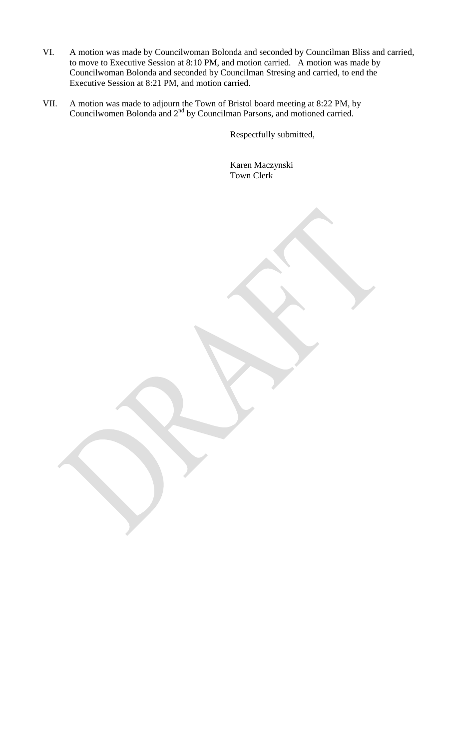VI. A motion was made by Councilwoman Bolonda and seconded by Councilman Bliss and carried, to move to Executive Session at 8:10 PM, and motion carried. A motion was made by Councilwoman Bolonda and seconded by Councilman Stresing and carried, to end the Executive Session at 8:21 PM, and motion carried.

VII. A motion was made to adjourn the Town of Bristol board meeting at 8:22 PM, by Councilwomen Bolonda and 2nd by Councilman Parsons, and motioned carried.

Respectfully submitted,

Karen Maczynski
Town Clerk

DRAFT